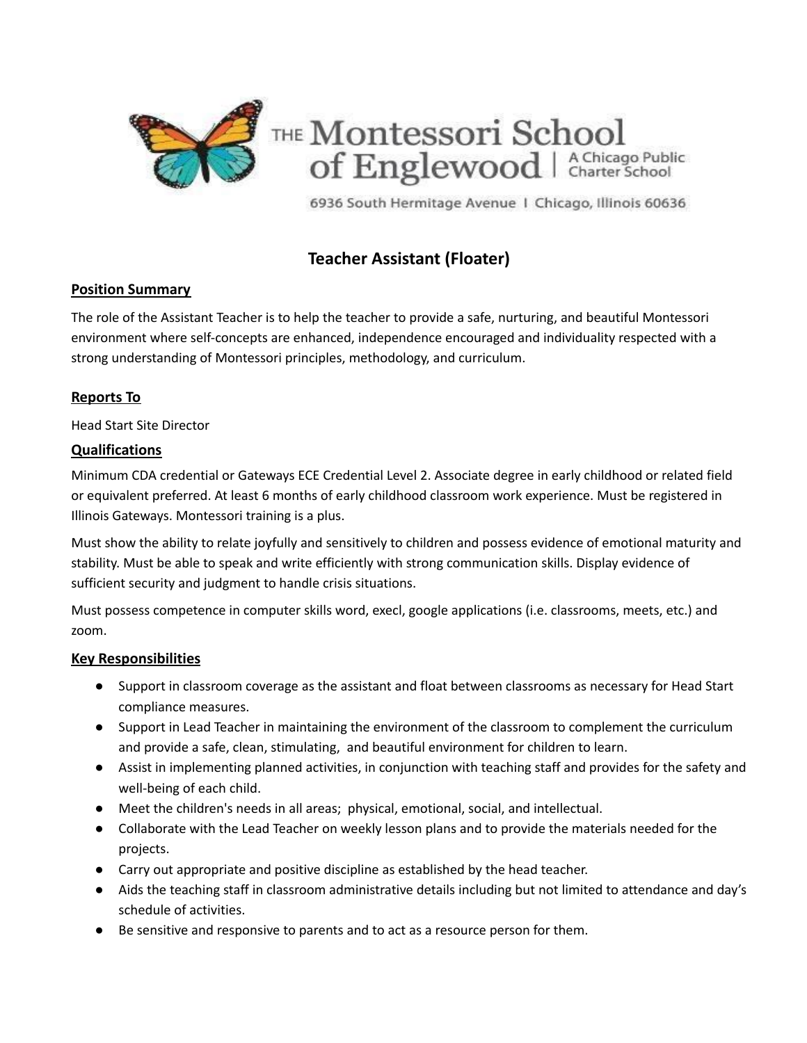THE Montessori School of Englewood | A Chicago Public Charter School

6936 South Hermitage Avenue | Chicago, Illinois 60636

# Teacher Assistant (Floater)

## Position Summary

The role of the Assistant Teacher is to help the teacher to provide a safe, nurturing, and beautiful Montessori environment where self-concepts are enhanced, independence encouraged and individuality respected with a strong understanding of Montessori principles, methodology, and curriculum.

## Reports To

Head Start Site Director

## Qualifications

Minimum CDA credential or Gateways ECE Credential Level 2. Associate degree in early childhood or related field or equivalent preferred. At least 6 months of early childhood classroom work experience. Must be registered in Illinois Gateways. Montessori training is a plus.

Must show the ability to relate joyfully and sensitively to children and possess evidence of emotional maturity and stability. Must be able to speak and write efficiently with strong communication skills. Display evidence of sufficient security and judgment to handle crisis situations.

Must possess competence in computer skills word, execl, google applications (i.e. classrooms, meets, etc.) and zoom.

## Key Responsibilities

- Support in classroom coverage as the assistant and float between classrooms as necessary for Head Start compliance measures.
- Support in Lead Teacher in maintaining the environment of the classroom to complement the curriculum and provide a safe, clean, stimulating, and beautiful environment for children to learn.
- Assist in implementing planned activities, in conjunction with teaching staff and provides for the safety and well-being of each child.
- Meet the children's needs in all areas; physical, emotional, social, and intellectual.
- Collaborate with the Lead Teacher on weekly lesson plans and to provide the materials needed for the projects.
- Carry out appropriate and positive discipline as established by the head teacher.
- Aids the teaching staff in classroom administrative details including but not limited to attendance and day's schedule of activities.
- Be sensitive and responsive to parents and to act as a resource person for them.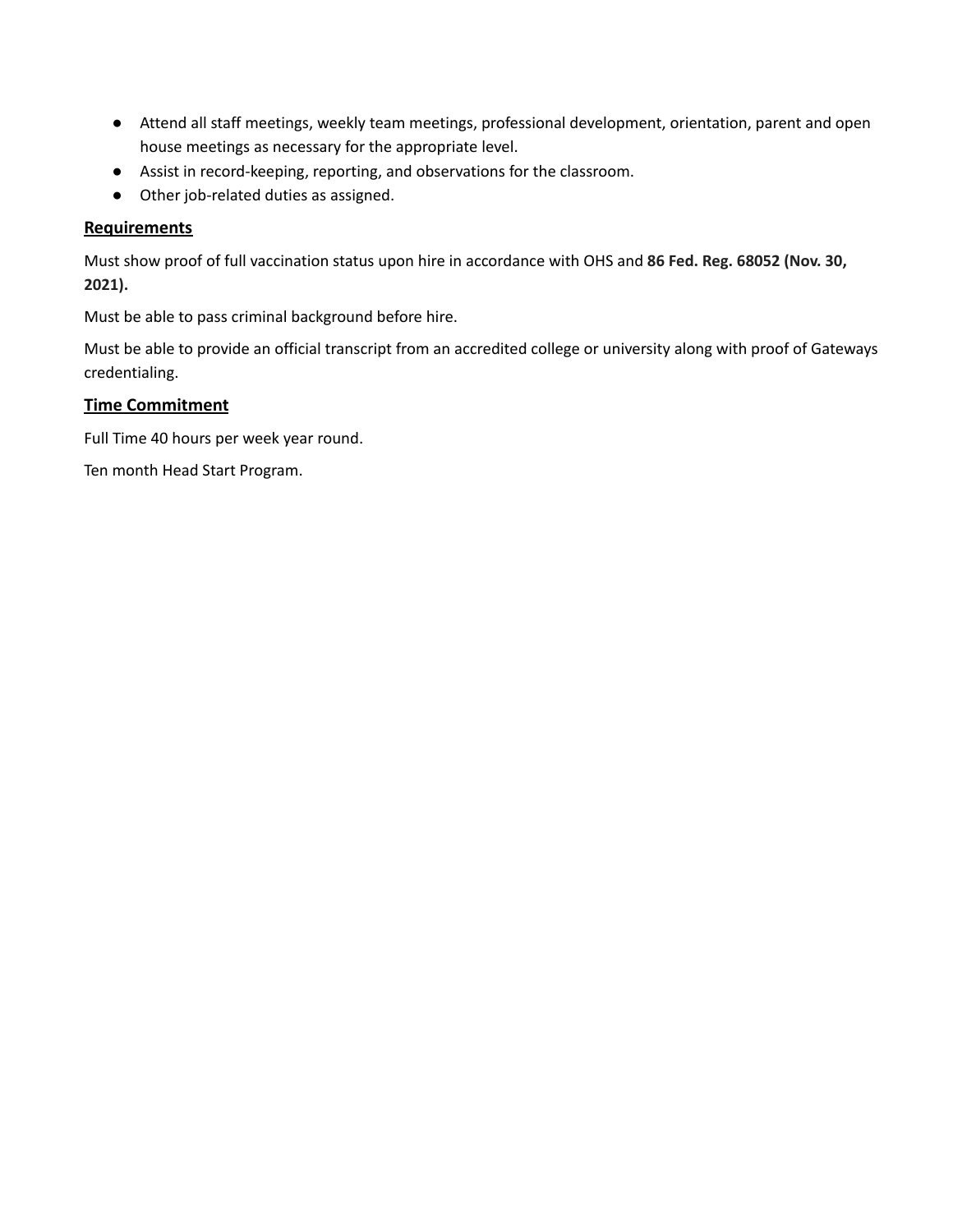- Attend all staff meetings, weekly team meetings, professional development, orientation, parent and open house meetings as necessary for the appropriate level.
- Assist in record-keeping, reporting, and observations for the classroom.
- Other job-related duties as assigned.

## Requirements

Must show proof of full vaccination status upon hire in accordance with OHS and **86 Fed. Reg. 68052 (Nov. 30, 2021).**

Must be able to pass criminal background before hire.

Must be able to provide an official transcript from an accredited college or university along with proof of Gateways credentialing.

## Time Commitment

Full Time 40 hours per week year round.

Ten month Head Start Program.